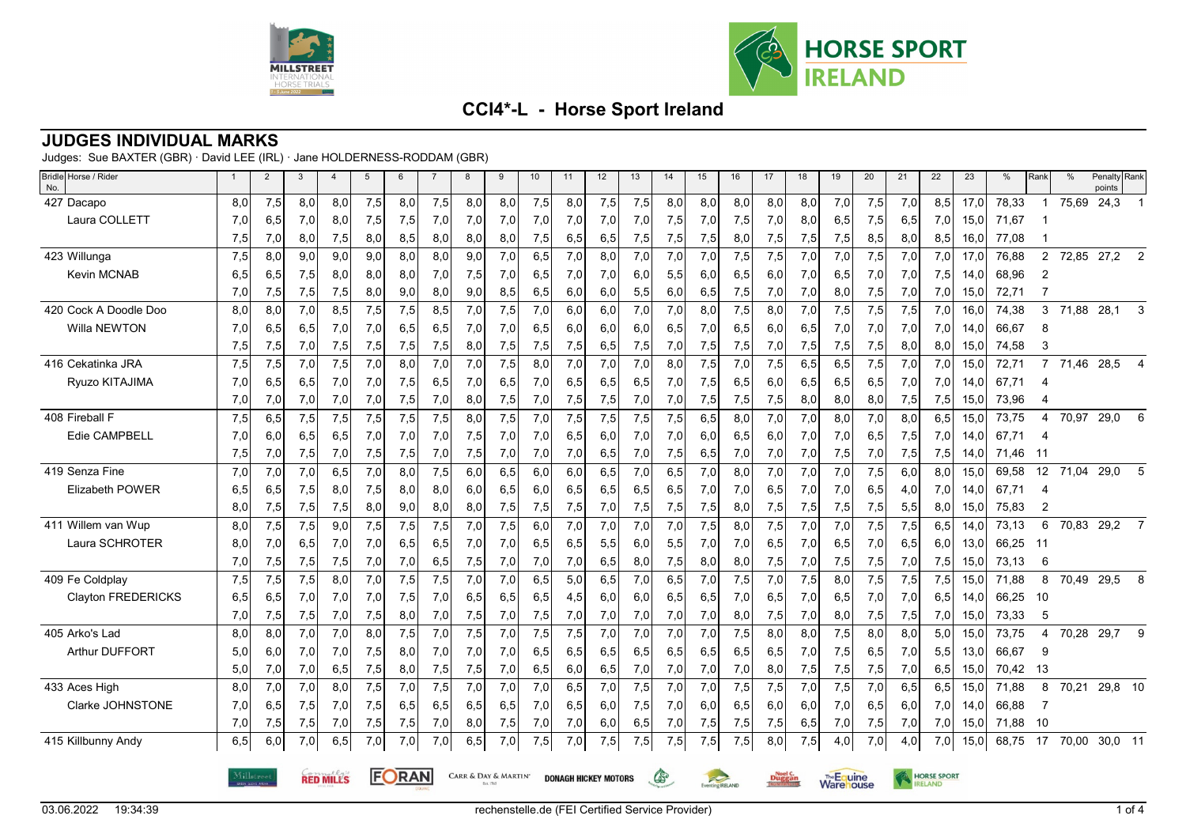# CCI4*-L - Horse Sport Ireland

## JUDGES INDIVIDUAL MARKS

Judges: Sue BAXTER (GBR) · David LEE (IRL) · Jane HOLDERNESS-RODDAM (GBR)

| Bridle No. Horse / Rider | 1 | 2 | 3 | 4 | 5 | 6 | 7 | 8 | 9 | 10 | 11 | 12 | 13 | 14 | 15 | 16 | 17 | 18 | 19 | 20 | 21 | 22 | 23 | % | Rank | % | Penalty points | Rank |
|---|---|---|---|---|---|---|---|---|---|---|---|---|---|---|---|---|---|---|---|---|---|---|---|---|---|---|---|---|
| 427 Dacapo | 8,0 | 7,5 | 8,0 | 8,0 | 7,5 | 8,0 | 7,5 | 8,0 | 8,0 | 7,5 | 8,0 | 7,5 | 7,5 | 8,0 | 8,0 | 8,0 | 8,0 | 8,0 | 7,0 | 7,5 | 7,0 | 8,5 | 17,0 | 78,33 | 1 | 75,69 | 24,3 | 1 |
| Laura COLLETT | 7,0 | 6,5 | 7,0 | 8,0 | 7,5 | 7,5 | 7,0 | 7,0 | 7,0 | 7,0 | 7,0 | 7,0 | 7,0 | 7,5 | 7,0 | 7,5 | 7,0 | 8,0 | 6,5 | 7,5 | 6,5 | 7,0 | 15,0 | 71,67 | 1 | | | |
| | 7,5 | 7,0 | 8,0 | 7,5 | 8,0 | 8,5 | 8,0 | 8,0 | 8,0 | 7,5 | 6,5 | 6,5 | 7,5 | 7,5 | 7,5 | 8,0 | 7,5 | 7,5 | 7,5 | 8,5 | 8,0 | 8,5 | 16,0 | 77,08 | 1 | | | |
| 423 Willunga | 7,5 | 8,0 | 9,0 | 9,0 | 9,0 | 8,0 | 8,0 | 9,0 | 7,0 | 6,5 | 7,0 | 8,0 | 7,0 | 7,0 | 7,0 | 7,5 | 7,5 | 7,0 | 7,0 | 7,5 | 7,0 | 7,0 | 17,0 | 76,88 | 2 | 72,85 | 27,2 | 2 |
| Kevin MCNAB | 6,5 | 6,5 | 7,5 | 8,0 | 8,0 | 8,0 | 7,0 | 7,5 | 7,0 | 6,5 | 7,0 | 7,0 | 6,0 | 5,5 | 6,0 | 6,5 | 6,0 | 7,0 | 6,5 | 7,0 | 7,0 | 7,5 | 14,0 | 68,96 | 2 | | | |
| | 7,0 | 7,5 | 7,5 | 7,5 | 8,0 | 9,0 | 8,0 | 9,0 | 8,5 | 6,5 | 6,0 | 6,0 | 5,5 | 6,0 | 6,5 | 7,5 | 7,0 | 7,0 | 8,0 | 7,5 | 7,0 | 7,0 | 15,0 | 72,71 | 7 | | | |
| 420 Cock A Doodle Doo | 8,0 | 8,0 | 7,0 | 8,5 | 7,5 | 7,5 | 8,5 | 7,0 | 7,5 | 7,0 | 6,0 | 6,0 | 7,0 | 7,0 | 8,0 | 7,5 | 8,0 | 7,0 | 7,5 | 7,5 | 7,5 | 7,0 | 16,0 | 74,38 | 3 | 71,88 | 28,1 | 3 |
| Willa NEWTON | 7,0 | 6,5 | 6,5 | 7,0 | 7,0 | 6,5 | 6,5 | 7,0 | 7,0 | 6,5 | 6,0 | 6,0 | 6,0 | 6,5 | 7,0 | 6,5 | 6,0 | 6,5 | 7,0 | 7,0 | 7,0 | 7,0 | 14,0 | 66,67 | 8 | | | |
| | 7,5 | 7,5 | 7,0 | 7,5 | 7,5 | 7,5 | 7,5 | 8,0 | 7,5 | 7,5 | 7,5 | 6,5 | 7,5 | 7,0 | 7,5 | 7,5 | 7,0 | 7,5 | 7,5 | 7,5 | 8,0 | 8,0 | 15,0 | 74,58 | 3 | | | |
| 416 Cekatinka JRA | 7,5 | 7,5 | 7,0 | 7,5 | 7,0 | 8,0 | 7,0 | 7,0 | 7,5 | 8,0 | 7,0 | 7,0 | 7,0 | 8,0 | 7,5 | 7,0 | 7,5 | 6,5 | 6,5 | 7,5 | 7,0 | 7,0 | 15,0 | 72,71 | 7 | 71,46 | 28,5 | 4 |
| Ryuzo KITAJIMA | 7,0 | 6,5 | 6,5 | 7,0 | 7,0 | 7,5 | 6,5 | 7,0 | 6,5 | 7,0 | 6,5 | 6,5 | 6,5 | 7,0 | 7,5 | 6,5 | 6,0 | 6,5 | 6,5 | 6,5 | 7,0 | 7,0 | 14,0 | 67,71 | 4 | | | |
| | 7,0 | 7,0 | 7,0 | 7,0 | 7,0 | 7,5 | 7,0 | 8,0 | 7,5 | 7,0 | 7,5 | 7,5 | 7,0 | 7,0 | 7,5 | 7,5 | 7,5 | 8,0 | 8,0 | 8,0 | 7,5 | 7,5 | 15,0 | 73,96 | 4 | | | |
| 408 Fireball F | 7,5 | 6,5 | 7,5 | 7,5 | 7,5 | 7,5 | 7,5 | 8,0 | 7,5 | 7,0 | 7,5 | 7,5 | 7,5 | 7,5 | 6,5 | 8,0 | 7,0 | 7,0 | 8,0 | 7,0 | 8,0 | 6,5 | 15,0 | 73,75 | 4 | 70,97 | 29,0 | 6 |
| Edie CAMPBELL | 7,0 | 6,0 | 6,5 | 6,5 | 7,0 | 7,0 | 7,0 | 7,5 | 7,0 | 7,0 | 6,5 | 6,0 | 7,0 | 7,0 | 6,0 | 6,5 | 6,0 | 7,0 | 7,0 | 6,5 | 7,5 | 7,0 | 14,0 | 67,71 | 4 | | | |
| | 7,5 | 7,0 | 7,5 | 7,0 | 7,5 | 7,5 | 7,0 | 7,5 | 7,0 | 7,0 | 7,0 | 6,5 | 7,0 | 7,5 | 6,5 | 7,0 | 7,0 | 7,0 | 7,5 | 7,0 | 7,5 | 7,5 | 14,0 | 71,46 | 11 | | | |
| 419 Senza Fine | 7,0 | 7,0 | 7,0 | 6,5 | 7,0 | 8,0 | 7,5 | 6,0 | 6,5 | 6,0 | 6,0 | 6,5 | 7,0 | 6,5 | 7,0 | 8,0 | 7,0 | 7,0 | 7,0 | 7,5 | 6,0 | 8,0 | 15,0 | 69,58 | 12 | 71,04 | 29,0 | 5 |
| Elizabeth POWER | 6,5 | 6,5 | 7,5 | 8,0 | 7,5 | 8,0 | 8,0 | 8,0 | 6,0 | 6,5 | 6,0 | 6,5 | 6,5 | 6,5 | 7,0 | 7,0 | 6,5 | 7,0 | 7,0 | 6,5 | 4,0 | 7,0 | 14,0 | 67,71 | 4 | | | |
| | 8,0 | 7,5 | 7,5 | 7,5 | 8,0 | 9,0 | 8,0 | 8,0 | 7,5 | 7,5 | 7,5 | 7,0 | 7,5 | 7,5 | 7,5 | 8,0 | 7,5 | 7,5 | 7,5 | 7,5 | 5,5 | 8,0 | 15,0 | 75,83 | 2 | | | |
| 411 Willem van Wup | 8,0 | 7,5 | 7,5 | 9,0 | 7,5 | 7,5 | 7,5 | 7,0 | 7,5 | 6,0 | 7,0 | 7,0 | 7,0 | 7,0 | 7,5 | 8,0 | 7,5 | 7,0 | 7,0 | 7,5 | 7,5 | 6,5 | 14,0 | 73,13 | 6 | 70,83 | 29,2 | 7 |
| Laura SCHROTER | 8,0 | 7,0 | 6,5 | 7,0 | 7,0 | 6,5 | 6,5 | 7,0 | 7,0 | 6,5 | 6,5 | 5,5 | 6,0 | 5,5 | 7,0 | 7,0 | 6,5 | 7,0 | 6,5 | 7,0 | 6,5 | 6,0 | 13,0 | 66,25 | 11 | | | |
| | 7,0 | 7,5 | 7,5 | 7,5 | 7,0 | 7,0 | 6,5 | 7,5 | 7,0 | 7,0 | 7,0 | 6,5 | 8,0 | 7,5 | 8,0 | 8,0 | 7,5 | 7,0 | 7,5 | 7,5 | 7,0 | 7,5 | 15,0 | 73,13 | 6 | | | |
| 409 Fe Coldplay | 7,5 | 7,5 | 7,5 | 8,0 | 7,0 | 7,5 | 7,5 | 7,0 | 7,0 | 6,5 | 5,0 | 6,5 | 7,0 | 6,5 | 7,0 | 7,5 | 7,0 | 7,5 | 8,0 | 7,5 | 7,5 | 7,5 | 15,0 | 71,88 | 8 | 70,49 | 29,5 | 8 |
| Clayton FREDERICKS | 6,5 | 6,5 | 7,0 | 7,0 | 7,0 | 7,5 | 7,0 | 6,5 | 6,5 | 6,5 | 4,5 | 6,0 | 6,0 | 6,5 | 6,5 | 7,0 | 6,5 | 7,0 | 6,5 | 7,0 | 7,0 | 6,5 | 14,0 | 66,25 | 10 | | | |
| | 7,0 | 7,5 | 7,5 | 7,0 | 7,5 | 8,0 | 7,0 | 7,5 | 7,0 | 7,5 | 7,0 | 7,0 | 7,0 | 7,0 | 7,0 | 8,0 | 7,5 | 7,0 | 8,0 | 7,5 | 7,5 | 7,0 | 15,0 | 73,33 | 5 | | | |
| 405 Arko's Lad | 8,0 | 8,0 | 7,0 | 7,0 | 8,0 | 7,5 | 7,0 | 7,5 | 7,0 | 7,5 | 7,5 | 7,0 | 7,0 | 7,0 | 7,0 | 7,5 | 8,0 | 8,0 | 7,5 | 8,0 | 8,0 | 5,0 | 15,0 | 73,75 | 4 | 70,28 | 29,7 | 9 |
| Arthur DUFFORT | 5,0 | 6,0 | 7,0 | 7,0 | 7,5 | 8,0 | 7,0 | 7,0 | 7,0 | 6,5 | 6,5 | 6,5 | 6,5 | 6,5 | 6,5 | 6,5 | 6,5 | 7,0 | 7,5 | 6,5 | 7,0 | 5,5 | 13,0 | 66,67 | 9 | | | |
| | 5,0 | 7,0 | 7,0 | 6,5 | 7,5 | 8,0 | 7,5 | 7,5 | 7,0 | 6,5 | 6,0 | 6,5 | 7,0 | 7,0 | 7,0 | 7,0 | 8,0 | 7,5 | 7,5 | 7,5 | 7,0 | 6,5 | 15,0 | 70,42 | 13 | | | |
| 433 Aces High | 8,0 | 7,0 | 7,0 | 8,0 | 7,5 | 7,0 | 7,5 | 7,0 | 7,0 | 7,0 | 6,5 | 7,0 | 7,5 | 7,0 | 7,0 | 7,5 | 7,5 | 7,0 | 7,5 | 7,0 | 6,5 | 6,5 | 15,0 | 71,88 | 8 | 70,21 | 29,8 | 10 |
| Clarke JOHNSTONE | 7,0 | 6,5 | 7,5 | 7,0 | 7,5 | 6,5 | 6,5 | 6,5 | 6,5 | 7,0 | 6,5 | 6,0 | 7,5 | 7,0 | 6,0 | 6,5 | 6,0 | 6,0 | 7,0 | 6,5 | 6,0 | 7,0 | 14,0 | 66,88 | 7 | | | |
| | 7,0 | 7,5 | 7,5 | 7,0 | 7,5 | 7,5 | 7,0 | 8,0 | 7,5 | 7,0 | 7,0 | 6,0 | 6,5 | 7,0 | 7,5 | 7,5 | 7,5 | 6,5 | 7,0 | 7,5 | 7,0 | 7,0 | 15,0 | 71,88 | 10 | | | |
| 415 Killbunny Andy | 6,5 | 6,0 | 7,0 | 6,5 | 7,0 | 7,0 | 7,0 | 6,5 | 7,0 | 7,5 | 7,0 | 7,5 | 7,5 | 7,5 | 7,5 | 7,5 | 8,0 | 7,5 | 4,0 | 7,0 | 4,0 | 7,0 | 15,0 | 68,75 | 17 | 70,00 | 30,0 | 11 |

03.06.2022 19:34:39 rechenstelle.de (FEI Certified Service Provider)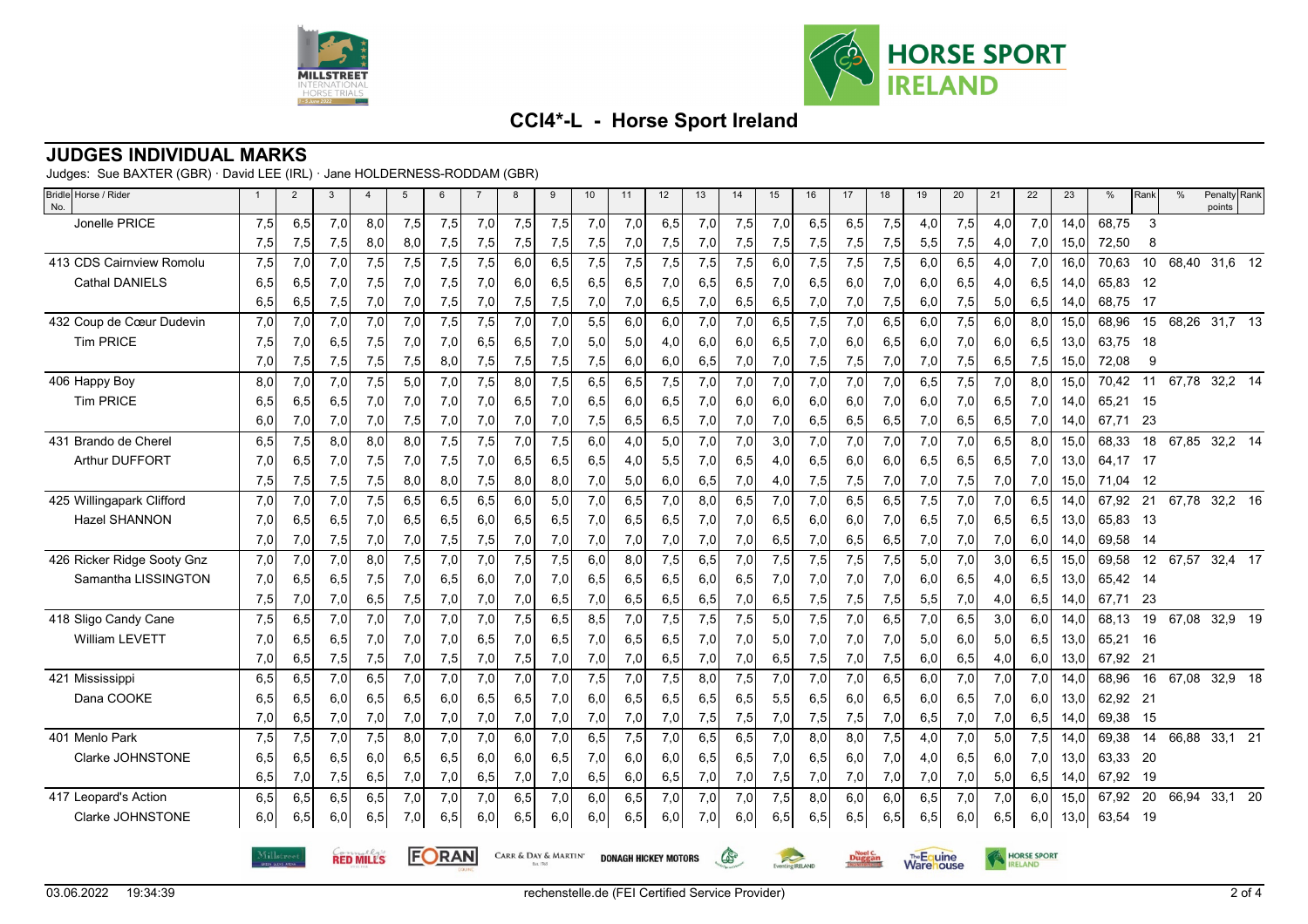## CCI4*-L - Horse Sport Ireland

## JUDGES INDIVIDUAL MARKS

Judges: Sue BAXTER (GBR) · David LEE (IRL) · Jane HOLDERNESS-RODDAM (GBR)

| Bridle No. | Horse / Rider | 1 | 2 | 3 | 4 | 5 | 6 | 7 | 8 | 9 | 10 | 11 | 12 | 13 | 14 | 15 | 16 | 17 | 18 | 19 | 20 | 21 | 22 | 23 | % | Rank | % | Penalty points | Rank |
|---|---|---|---|---|---|---|---|---|---|---|---|---|---|---|---|---|---|---|---|---|---|---|---|---|---|---|---|---|---|
| | Jonelle PRICE | 7,5 | 6,5 | 7,0 | 8,0 | 7,5 | 7,5 | 7,0 | 7,5 | 7,5 | 7,0 | 7,0 | 6,5 | 7,0 | 7,5 | 7,0 | 6,5 | 6,5 | 7,5 | 4,0 | 7,5 | 4,0 | 7,0 | 14,0 | 68,75 | 3 | | | |
| | | 7,5 | 7,5 | 7,5 | 8,0 | 8,0 | 7,5 | 7,5 | 7,5 | 7,5 | 7,5 | 7,0 | 7,5 | 7,0 | 7,5 | 7,5 | 7,5 | 7,5 | 7,5 | 5,5 | 7,5 | 4,0 | 7,0 | 15,0 | 72,50 | 8 | | | |
| 413 | CDS Cairnview Romolu | 7,5 | 7,0 | 7,0 | 7,5 | 7,5 | 7,5 | 7,5 | 6,0 | 6,5 | 7,5 | 7,5 | 7,5 | 7,5 | 7,5 | 6,0 | 7,5 | 7,5 | 7,5 | 6,0 | 6,5 | 4,0 | 7,0 | 16,0 | 70,63 | 10 | 68,40 | 31,6 | 12 |
| | Cathal DANIELS | 6,5 | 6,5 | 7,0 | 7,5 | 7,0 | 7,5 | 7,0 | 6,0 | 6,5 | 6,5 | 6,5 | 7,0 | 6,5 | 6,5 | 7,0 | 6,5 | 6,0 | 7,0 | 6,0 | 6,5 | 4,0 | 6,5 | 14,0 | 65,83 | 12 | | | |
| | | 6,5 | 6,5 | 7,5 | 7,0 | 7,0 | 7,5 | 7,0 | 7,5 | 7,5 | 7,0 | 7,0 | 6,5 | 7,0 | 6,5 | 6,5 | 7,0 | 7,0 | 7,5 | 6,0 | 7,5 | 5,0 | 6,5 | 14,0 | 68,75 | 17 | | | |
| 432 | Coup de Cœur Dudevin | 7,0 | 7,0 | 7,0 | 7,0 | 7,0 | 7,5 | 7,5 | 7,0 | 7,0 | 5,5 | 6,0 | 6,0 | 7,0 | 7,0 | 6,5 | 7,5 | 7,0 | 6,5 | 6,0 | 7,5 | 6,0 | 8,0 | 15,0 | 68,96 | 15 | 68,26 | 31,7 | 13 |
| | Tim PRICE | 7,5 | 7,0 | 6,5 | 7,5 | 7,0 | 7,0 | 6,5 | 6,5 | 7,0 | 5,0 | 5,0 | 4,0 | 6,0 | 6,0 | 6,5 | 7,0 | 6,0 | 6,5 | 6,0 | 7,0 | 6,0 | 6,5 | 13,0 | 63,75 | 18 | | | |
| | | 7,0 | 7,5 | 7,5 | 7,5 | 7,5 | 8,0 | 7,5 | 7,5 | 7,5 | 7,5 | 6,0 | 6,0 | 6,5 | 7,0 | 7,0 | 7,5 | 7,5 | 7,0 | 7,0 | 7,5 | 6,5 | 7,5 | 15,0 | 72,08 | 9 | | | |
| 406 | Happy Boy | 8,0 | 7,0 | 7,0 | 7,5 | 5,0 | 7,0 | 7,5 | 8,0 | 7,5 | 6,5 | 6,5 | 7,5 | 7,0 | 7,0 | 7,0 | 7,0 | 7,0 | 7,0 | 6,5 | 7,5 | 7,0 | 8,0 | 15,0 | 70,42 | 11 | 67,78 | 32,2 | 14 |
| | Tim PRICE | 6,5 | 6,5 | 6,5 | 7,0 | 7,0 | 7,0 | 7,0 | 6,5 | 7,0 | 6,5 | 6,0 | 6,5 | 7,0 | 6,0 | 6,0 | 6,0 | 6,0 | 7,0 | 6,0 | 7,0 | 6,5 | 7,0 | 14,0 | 65,21 | 15 | | | |
| | | 6,0 | 7,0 | 7,0 | 7,0 | 7,5 | 7,0 | 7,0 | 7,0 | 7,0 | 7,5 | 6,5 | 6,5 | 7,0 | 7,0 | 7,0 | 6,5 | 6,5 | 6,5 | 7,0 | 6,5 | 6,5 | 7,0 | 14,0 | 67,71 | 23 | | | |
| 431 | Brando de Cherel | 6,5 | 7,5 | 8,0 | 8,0 | 8,0 | 7,5 | 7,5 | 7,0 | 7,5 | 6,0 | 4,0 | 5,0 | 7,0 | 7,0 | 3,0 | 7,0 | 7,0 | 7,0 | 7,0 | 7,0 | 6,5 | 8,0 | 15,0 | 68,33 | 18 | 67,85 | 32,2 | 14 |
| | Arthur DUFFORT | 7,0 | 6,5 | 7,0 | 7,5 | 7,0 | 7,5 | 7,0 | 6,5 | 6,5 | 6,5 | 4,0 | 5,5 | 7,0 | 6,5 | 4,0 | 6,5 | 6,0 | 6,0 | 6,5 | 6,5 | 6,5 | 7,0 | 13,0 | 64,17 | 17 | | | |
| | | 7,5 | 7,5 | 7,5 | 7,5 | 8,0 | 8,0 | 7,5 | 8,0 | 8,0 | 7,0 | 5,0 | 6,0 | 6,5 | 7,0 | 4,0 | 7,5 | 7,5 | 7,0 | 7,0 | 7,5 | 7,0 | 7,0 | 15,0 | 71,04 | 12 | | | |
| 425 | Willingapark Clifford | 7,0 | 7,0 | 7,0 | 7,5 | 6,5 | 6,5 | 6,5 | 6,0 | 5,0 | 7,0 | 6,5 | 7,0 | 8,0 | 6,5 | 7,0 | 7,0 | 6,5 | 6,5 | 7,5 | 7,0 | 7,0 | 6,5 | 14,0 | 67,92 | 21 | 67,78 | 32,2 | 16 |
| | Hazel SHANNON | 7,0 | 6,5 | 6,5 | 7,0 | 6,5 | 6,5 | 6,0 | 6,5 | 6,5 | 7,0 | 6,5 | 6,5 | 7,0 | 7,0 | 6,5 | 6,0 | 6,0 | 7,0 | 6,5 | 7,0 | 6,5 | 6,5 | 13,0 | 65,83 | 13 | | | |
| | | 7,0 | 7,0 | 7,5 | 7,0 | 7,0 | 7,5 | 7,5 | 7,0 | 7,0 | 7,0 | 7,0 | 7,0 | 7,0 | 7,0 | 6,5 | 7,0 | 6,5 | 6,5 | 7,0 | 7,0 | 7,0 | 6,0 | 14,0 | 69,58 | 14 | | | |
| 426 | Ricker Ridge Sooty Gnz | 7,0 | 7,0 | 7,0 | 8,0 | 7,5 | 7,0 | 7,0 | 7,5 | 7,5 | 6,0 | 8,0 | 7,5 | 6,5 | 7,0 | 7,5 | 7,5 | 7,5 | 7,5 | 5,0 | 7,0 | 3,0 | 6,5 | 15,0 | 69,58 | 12 | 67,57 | 32,4 | 17 |
| | Samantha LISSINGTON | 7,0 | 6,5 | 6,5 | 7,5 | 7,0 | 6,5 | 6,0 | 7,0 | 7,0 | 6,5 | 6,5 | 6,5 | 6,0 | 6,5 | 7,0 | 7,0 | 7,0 | 7,0 | 6,0 | 6,5 | 4,0 | 6,5 | 13,0 | 65,42 | 14 | | | |
| | | 7,5 | 7,0 | 7,0 | 6,5 | 7,5 | 7,0 | 7,0 | 7,0 | 6,5 | 7,0 | 6,5 | 6,5 | 6,5 | 7,0 | 6,5 | 7,5 | 7,5 | 7,5 | 5,5 | 7,0 | 4,0 | 6,5 | 14,0 | 67,71 | 23 | | | |
| 418 | Sligo Candy Cane | 7,5 | 6,5 | 7,0 | 7,0 | 7,0 | 7,0 | 7,0 | 7,5 | 6,5 | 8,5 | 7,0 | 7,5 | 7,5 | 7,5 | 5,0 | 7,5 | 7,0 | 6,5 | 7,0 | 6,5 | 3,0 | 6,0 | 14,0 | 68,13 | 19 | 67,08 | 32,9 | 19 |
| | William LEVETT | 7,0 | 6,5 | 6,5 | 7,0 | 7,0 | 7,0 | 6,5 | 7,0 | 6,5 | 7,0 | 6,5 | 6,5 | 7,0 | 7,0 | 5,0 | 7,0 | 7,0 | 7,0 | 5,0 | 6,0 | 5,0 | 6,5 | 13,0 | 65,21 | 16 | | | |
| | | 7,0 | 6,5 | 7,5 | 7,5 | 7,0 | 7,5 | 7,0 | 7,5 | 7,0 | 7,0 | 7,0 | 6,5 | 7,0 | 7,0 | 6,5 | 7,5 | 7,0 | 7,5 | 6,0 | 6,5 | 4,0 | 6,0 | 13,0 | 67,92 | 21 | | | |
| 421 | Mississippi | 6,5 | 6,5 | 7,0 | 6,5 | 7,0 | 7,0 | 7,0 | 7,0 | 7,0 | 7,5 | 7,0 | 7,5 | 8,0 | 7,5 | 7,0 | 7,0 | 7,0 | 6,5 | 6,0 | 7,0 | 7,0 | 7,0 | 14,0 | 68,96 | 16 | 67,08 | 32,9 | 18 |
| | Dana COOKE | 6,5 | 6,5 | 6,0 | 6,5 | 6,5 | 6,0 | 6,5 | 6,5 | 7,0 | 6,0 | 6,5 | 6,5 | 6,5 | 6,5 | 5,5 | 6,5 | 6,0 | 6,5 | 6,0 | 6,5 | 7,0 | 6,0 | 13,0 | 62,92 | 21 | | | |
| | | 7,0 | 6,5 | 7,0 | 7,0 | 7,0 | 7,0 | 7,0 | 7,0 | 7,0 | 7,0 | 7,0 | 7,0 | 7,5 | 7,5 | 7,0 | 7,5 | 7,5 | 7,0 | 6,5 | 7,0 | 7,0 | 6,5 | 14,0 | 69,38 | 15 | | | |
| 401 | Menlo Park | 7,5 | 7,5 | 7,0 | 7,5 | 8,0 | 7,0 | 7,0 | 6,0 | 7,0 | 6,5 | 7,5 | 7,0 | 6,5 | 6,5 | 7,0 | 8,0 | 8,0 | 7,5 | 4,0 | 7,0 | 5,0 | 7,5 | 14,0 | 69,38 | 14 | 66,88 | 33,1 | 21 |
| | Clarke JOHNSTONE | 6,5 | 6,5 | 6,5 | 6,0 | 6,5 | 6,5 | 6,0 | 6,0 | 6,5 | 7,0 | 6,0 | 6,0 | 6,5 | 6,5 | 7,0 | 6,5 | 6,0 | 7,0 | 4,0 | 6,5 | 6,0 | 7,0 | 13,0 | 63,33 | 20 | | | |
| | | 6,5 | 7,0 | 7,5 | 6,5 | 7,0 | 7,0 | 6,5 | 7,0 | 7,0 | 6,5 | 6,0 | 6,5 | 7,0 | 7,0 | 7,5 | 7,0 | 7,0 | 7,0 | 7,0 | 7,0 | 5,0 | 6,5 | 14,0 | 67,92 | 19 | | | |
| 417 | Leopard's Action | 6,5 | 6,5 | 6,5 | 6,5 | 7,0 | 7,0 | 7,0 | 6,5 | 7,0 | 6,0 | 6,5 | 7,0 | 7,0 | 7,0 | 7,5 | 8,0 | 6,0 | 6,0 | 6,5 | 7,0 | 7,0 | 6,0 | 15,0 | 67,92 | 20 | 66,94 | 33,1 | 20 |
| | Clarke JOHNSTONE | 6,0 | 6,5 | 6,0 | 6,5 | 7,0 | 6,5 | 6,0 | 6,5 | 6,0 | 6,0 | 6,5 | 6,0 | 7,0 | 6,0 | 6,5 | 6,5 | 6,5 | 6,5 | 6,5 | 6,0 | 6,5 | 6,0 | 13,0 | 63,54 | 19 | | | |

03.06.2022 19:34:39 rechenstelle.de (FEI Certified Service Provider)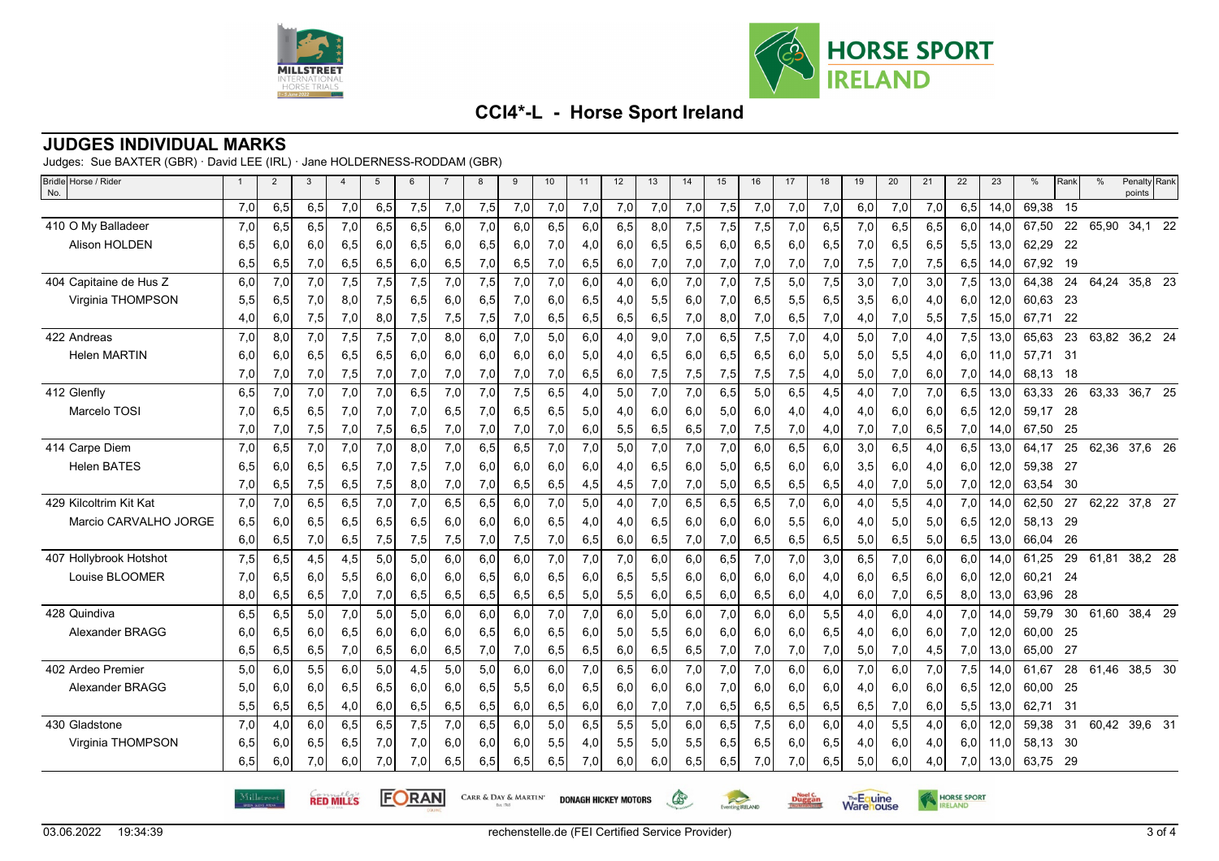## CCI4*-L - Horse Sport Ireland

## JUDGES INDIVIDUAL MARKS

Judges: Sue BAXTER (GBR) · David LEE (IRL) · Jane HOLDERNESS-RODDAM (GBR)

| Bridle No. | Horse / Rider | 1 | 2 | 3 | 4 | 5 | 6 | 7 | 8 | 9 | 10 | 11 | 12 | 13 | 14 | 15 | 16 | 17 | 18 | 19 | 20 | 21 | 22 | 23 | % | Rank | % | Penalty points | Rank |
|---|---|---|---|---|---|---|---|---|---|---|---|---|---|---|---|---|---|---|---|---|---|---|---|---|---|---|---|---|---|
| | | 7,0 | 6,5 | 6,5 | 7,0 | 6,5 | 7,5 | 7,0 | 7,5 | 7,0 | 7,0 | 7,0 | 7,0 | 7,0 | 7,0 | 7,5 | 7,0 | 7,0 | 7,0 | 6,0 | 7,0 | 7,0 | 6,5 | 14,0 | 69,38 | 15 | | | |
| 410 | O My Balladeer | 7,0 | 6,5 | 6,5 | 7,0 | 6,5 | 6,5 | 6,0 | 7,0 | 6,0 | 6,5 | 6,0 | 6,5 | 8,0 | 7,5 | 7,5 | 7,5 | 7,0 | 6,5 | 7,0 | 6,5 | 6,5 | 6,0 | 14,0 | 67,50 | 22 | 65,90 | 34,1 | 22 |
| | Alison HOLDEN | 6,5 | 6,0 | 6,0 | 6,5 | 6,0 | 6,5 | 6,0 | 6,5 | 6,0 | 7,0 | 4,0 | 6,0 | 6,5 | 6,5 | 6,0 | 6,5 | 6,0 | 6,5 | 7,0 | 6,5 | 6,5 | 5,5 | 13,0 | 62,29 | 22 | | | |
| | | 6,5 | 6,5 | 7,0 | 6,5 | 6,5 | 6,0 | 6,5 | 7,0 | 6,5 | 7,0 | 6,5 | 6,0 | 7,0 | 7,0 | 7,0 | 7,0 | 7,0 | 7,0 | 7,5 | 7,0 | 7,5 | 6,5 | 14,0 | 67,92 | 19 | | | |
| 404 | Capitaine de Hus Z | 6,0 | 7,0 | 7,0 | 7,5 | 7,5 | 7,5 | 7,0 | 7,5 | 7,0 | 7,0 | 6,0 | 4,0 | 6,0 | 7,0 | 7,0 | 7,5 | 5,0 | 7,5 | 3,0 | 7,0 | 3,0 | 7,5 | 13,0 | 64,38 | 24 | 64,24 | 35,8 | 23 |
| | Virginia THOMPSON | 5,5 | 6,5 | 7,0 | 8,0 | 7,5 | 6,5 | 6,0 | 6,5 | 7,0 | 6,0 | 6,5 | 4,0 | 5,5 | 6,0 | 7,0 | 6,5 | 5,5 | 6,5 | 3,5 | 6,0 | 4,0 | 6,0 | 12,0 | 60,63 | 23 | | | |
| | | 4,0 | 6,0 | 7,5 | 7,0 | 8,0 | 7,5 | 7,5 | 7,5 | 7,0 | 6,5 | 6,5 | 6,5 | 6,5 | 7,0 | 8,0 | 7,0 | 6,5 | 7,0 | 4,0 | 7,0 | 5,5 | 7,5 | 15,0 | 67,71 | 22 | | | |
| 422 | Andreas | 7,0 | 8,0 | 7,0 | 7,5 | 7,5 | 7,0 | 8,0 | 6,0 | 7,0 | 5,0 | 6,0 | 4,0 | 9,0 | 7,0 | 6,5 | 7,5 | 7,0 | 4,0 | 5,0 | 7,0 | 4,0 | 7,5 | 13,0 | 65,63 | 23 | 63,82 | 36,2 | 24 |
| | Helen MARTIN | 6,0 | 6,0 | 6,5 | 6,5 | 6,5 | 6,0 | 6,0 | 6,0 | 6,0 | 6,0 | 5,0 | 4,0 | 6,5 | 6,0 | 6,5 | 6,5 | 6,0 | 5,0 | 5,0 | 5,5 | 4,0 | 6,0 | 11,0 | 57,71 | 31 | | | |
| | | 7,0 | 7,0 | 7,0 | 7,5 | 7,0 | 7,0 | 7,0 | 7,0 | 7,0 | 7,0 | 6,5 | 6,0 | 7,5 | 7,5 | 7,5 | 7,5 | 7,5 | 4,0 | 5,0 | 7,0 | 6,0 | 7,0 | 14,0 | 68,13 | 18 | | | |
| 412 | Glenfly | 6,5 | 7,0 | 7,0 | 7,0 | 7,0 | 6,5 | 7,0 | 7,0 | 7,5 | 6,5 | 4,0 | 5,0 | 7,0 | 7,0 | 6,5 | 5,0 | 6,5 | 4,5 | 4,0 | 7,0 | 7,0 | 6,5 | 13,0 | 63,33 | 26 | 63,33 | 36,7 | 25 |
| | Marcelo TOSI | 7,0 | 6,5 | 6,5 | 7,0 | 7,0 | 7,0 | 6,5 | 7,0 | 6,5 | 6,5 | 5,0 | 4,0 | 6,0 | 6,0 | 5,0 | 6,0 | 4,0 | 4,0 | 4,0 | 6,0 | 6,0 | 6,5 | 12,0 | 59,17 | 28 | | | |
| | | 7,0 | 7,0 | 7,5 | 7,0 | 7,5 | 6,5 | 7,0 | 7,0 | 7,0 | 7,0 | 6,0 | 5,5 | 6,5 | 6,5 | 7,0 | 7,5 | 7,0 | 4,0 | 7,0 | 7,0 | 6,5 | 7,0 | 14,0 | 67,50 | 25 | | | |
| 414 | Carpe Diem | 7,0 | 6,5 | 7,0 | 7,0 | 7,0 | 8,0 | 7,0 | 6,5 | 6,5 | 7,0 | 7,0 | 5,0 | 7,0 | 7,0 | 7,0 | 6,0 | 6,5 | 6,0 | 3,0 | 6,5 | 4,0 | 6,5 | 13,0 | 64,17 | 25 | 62,36 | 37,6 | 26 |
| | Helen BATES | 6,5 | 6,0 | 6,5 | 6,5 | 7,0 | 7,5 | 7,0 | 6,0 | 6,0 | 6,0 | 6,0 | 4,0 | 6,5 | 6,0 | 5,0 | 6,5 | 6,0 | 6,0 | 3,5 | 6,0 | 4,0 | 6,0 | 12,0 | 59,38 | 27 | | | |
| | | 7,0 | 6,5 | 7,5 | 6,5 | 7,5 | 8,0 | 7,0 | 7,0 | 6,5 | 6,5 | 4,5 | 4,5 | 7,0 | 7,0 | 5,0 | 6,5 | 6,5 | 6,5 | 4,0 | 7,0 | 5,0 | 7,0 | 12,0 | 63,54 | 30 | | | |
| 429 | Kilcoltrim Kit Kat | 7,0 | 7,0 | 6,5 | 6,5 | 7,0 | 7,0 | 6,5 | 6,5 | 6,0 | 7,0 | 5,0 | 4,0 | 7,0 | 6,5 | 6,5 | 6,5 | 7,0 | 6,0 | 4,0 | 5,5 | 4,0 | 7,0 | 14,0 | 62,50 | 27 | 62,22 | 37,8 | 27 |
| | Marcio CARVALHO JORGE | 6,5 | 6,0 | 6,5 | 6,5 | 6,5 | 6,5 | 6,0 | 6,0 | 6,0 | 6,5 | 4,0 | 4,0 | 6,5 | 6,0 | 6,0 | 6,0 | 5,5 | 6,0 | 4,0 | 5,0 | 5,0 | 6,5 | 12,0 | 58,13 | 29 | | | |
| | | 6,0 | 6,5 | 7,0 | 6,5 | 7,5 | 7,5 | 7,5 | 7,0 | 7,5 | 7,0 | 6,5 | 6,0 | 6,5 | 7,0 | 7,0 | 6,5 | 6,5 | 6,5 | 5,0 | 6,5 | 5,0 | 6,5 | 13,0 | 66,04 | 26 | | | |
| 407 | Hollybrook Hotshot | 7,5 | 6,5 | 4,5 | 4,5 | 5,0 | 5,0 | 6,0 | 6,0 | 6,0 | 7,0 | 7,0 | 7,0 | 6,0 | 6,0 | 6,5 | 7,0 | 7,0 | 3,0 | 6,5 | 7,0 | 6,0 | 6,0 | 14,0 | 61,25 | 29 | 61,81 | 38,2 | 28 |
| | Louise BLOOMER | 7,0 | 6,5 | 6,0 | 5,5 | 6,0 | 6,0 | 6,0 | 6,5 | 6,0 | 6,5 | 6,0 | 6,5 | 5,5 | 6,0 | 6,0 | 6,0 | 6,0 | 4,0 | 6,0 | 6,5 | 6,0 | 6,0 | 12,0 | 60,21 | 24 | | | |
| | | 8,0 | 6,5 | 6,5 | 7,0 | 7,0 | 6,5 | 6,5 | 6,5 | 6,5 | 6,5 | 5,0 | 5,5 | 6,0 | 6,5 | 6,0 | 6,5 | 6,0 | 4,0 | 6,0 | 7,0 | 6,5 | 8,0 | 13,0 | 63,96 | 28 | | | |
| 428 | Quindiva | 6,5 | 6,5 | 5,0 | 7,0 | 5,0 | 5,0 | 6,0 | 6,0 | 6,0 | 7,0 | 7,0 | 6,0 | 5,0 | 6,0 | 7,0 | 6,0 | 6,0 | 5,5 | 4,0 | 6,0 | 4,0 | 7,0 | 14,0 | 59,79 | 30 | 61,60 | 38,4 | 29 |
| | Alexander BRAGG | 6,0 | 6,5 | 6,0 | 6,5 | 6,0 | 6,0 | 6,0 | 6,5 | 6,0 | 6,5 | 6,0 | 5,0 | 5,5 | 6,0 | 6,0 | 6,0 | 6,0 | 6,5 | 4,0 | 6,0 | 6,0 | 7,0 | 12,0 | 60,00 | 25 | | | |
| | | 6,5 | 6,5 | 6,5 | 7,0 | 6,5 | 6,0 | 6,5 | 7,0 | 7,0 | 6,5 | 6,5 | 6,0 | 6,5 | 6,5 | 7,0 | 7,0 | 7,0 | 7,0 | 5,0 | 7,0 | 4,5 | 7,0 | 13,0 | 65,00 | 27 | | | |
| 402 | Ardeo Premier | 5,0 | 6,0 | 5,5 | 6,0 | 5,0 | 4,5 | 5,0 | 5,0 | 6,0 | 6,0 | 7,0 | 6,5 | 6,0 | 7,0 | 7,0 | 7,0 | 6,0 | 6,0 | 7,0 | 6,0 | 7,0 | 7,5 | 14,0 | 61,67 | 28 | 61,46 | 38,5 | 30 |
| | Alexander BRAGG | 5,0 | 6,0 | 6,0 | 6,5 | 6,5 | 6,0 | 6,0 | 6,5 | 5,5 | 6,0 | 6,5 | 6,0 | 6,0 | 6,0 | 7,0 | 6,0 | 6,0 | 6,0 | 4,0 | 6,0 | 6,0 | 6,5 | 12,0 | 60,00 | 25 | | | |
| | | 5,5 | 6,5 | 6,5 | 4,0 | 6,0 | 6,5 | 6,5 | 6,5 | 6,0 | 6,5 | 6,0 | 6,0 | 7,0 | 7,0 | 6,5 | 6,5 | 6,5 | 6,5 | 6,5 | 7,0 | 6,0 | 5,5 | 13,0 | 62,71 | 31 | | | |
| 430 | Gladstone | 7,0 | 4,0 | 6,0 | 6,5 | 6,5 | 7,5 | 7,0 | 6,5 | 6,0 | 5,0 | 6,5 | 5,5 | 5,0 | 6,0 | 6,5 | 7,5 | 6,0 | 6,0 | 4,0 | 5,5 | 4,0 | 6,0 | 12,0 | 59,38 | 31 | 60,42 | 39,6 | 31 |
| | Virginia THOMPSON | 6,5 | 6,0 | 6,5 | 6,5 | 7,0 | 7,0 | 6,0 | 6,0 | 6,0 | 5,5 | 4,0 | 5,5 | 5,0 | 5,5 | 6,5 | 6,5 | 6,0 | 6,5 | 4,0 | 6,0 | 4,0 | 6,0 | 11,0 | 58,13 | 30 | | | |
| | | 6,5 | 6,0 | 7,0 | 6,0 | 7,0 | 7,0 | 6,5 | 6,5 | 6,5 | 6,5 | 7,0 | 6,0 | 6,0 | 6,5 | 6,5 | 7,0 | 7,0 | 6,5 | 5,0 | 6,0 | 4,0 | 7,0 | 13,0 | 63,75 | 29 | | | |

03.06.2022 19:34:39 rechenstelle.de (FEI Certified Service Provider)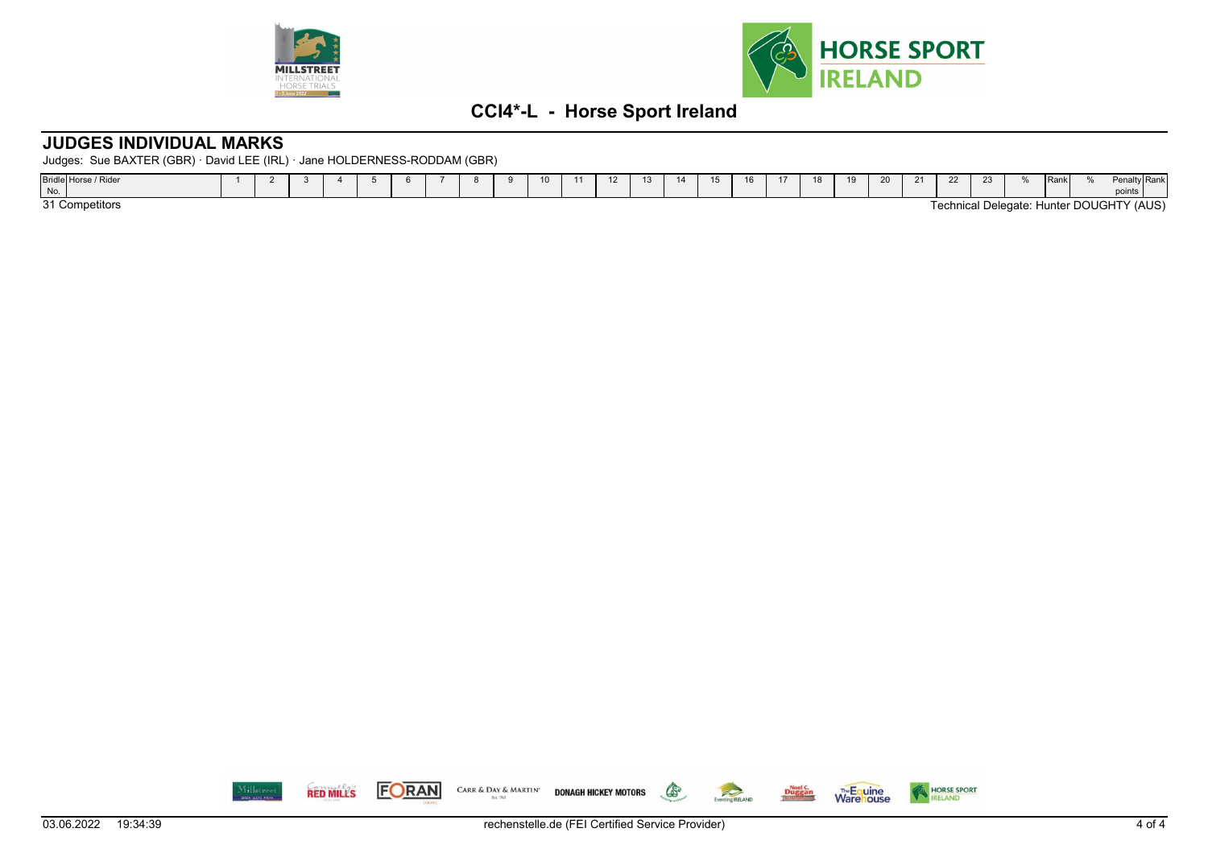## CCI4*-L - Horse Sport Ireland

# JUDGES INDIVIDUAL MARKS

Judges: Sue BAXTER (GBR) · David LEE (IRL) · Jane HOLDERNESS-RODDAM (GBR)

| Bridle No. | Horse / Rider | 1 | 2 | 3 | 4 | 5 | 6 | 7 | 8 | 9 | 10 | 11 | 12 | 13 | 14 | 15 | 16 | 17 | 18 | 19 | 20 | 21 | 22 | 23 | % | Rank | % | Penalty points | Rank |
|---|---|---|---|---|---|---|---|---|---|---|---|---|---|---|---|---|---|---|---|---|---|---|---|---|---|---|---|---|---|

31 Competitors

Technical Delegate: Hunter DOUGHTY (AUS)

03.06.2022 19:34:39

rechenstelle.de (FEI Certified Service Provider)